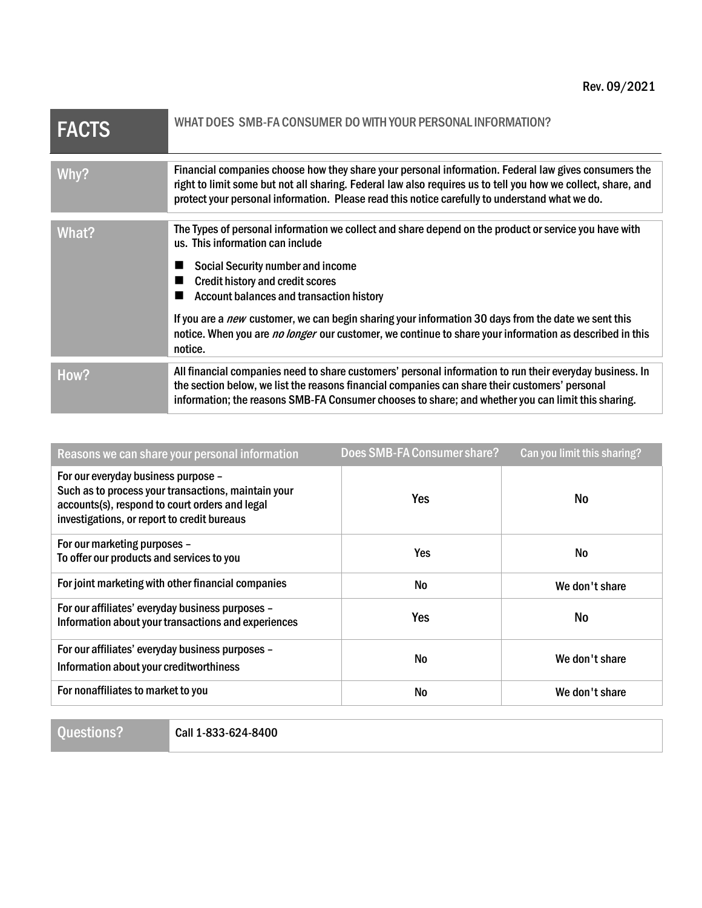Rev. 09/2021

# FACTS

WHAT DOES SMB-FA CONSUMER DO WITH YOUR PERSONAL INFORMATION?

| | |
|---|---|
| **Why?** | Financial companies choose how they share your personal information. Federal law gives consumers the right to limit some but not all sharing. Federal law also requires us to tell you how we collect, share, and protect your personal information. Please read this notice carefully to understand what we do. |
| **What?** | The Types of personal information we collect and share depend on the product or service you have with us. This information can include<br>■ Social Security number and income<br>■ Credit history and credit scores<br>■ Account balances and transaction history<br>If you are a *new* customer, we can begin sharing your information 30 days from the date we sent this notice. When you are *no longer* our customer, we continue to share your information as described in this notice. |
| **How?** | All financial companies need to share customers' personal information to run their everyday business. In the section below, we list the reasons financial companies can share their customers' personal information; the reasons SMB-FA Consumer chooses to share; and whether you can limit this sharing. |

| Reasons we can share your personal information | Does SMB-FA Consumer share? | Can you limit this sharing? |
|---|---|---|
| For our everyday business purpose – Such as to process your transactions, maintain your accounts(s), respond to court orders and legal investigations, or report to credit bureaus | Yes | No |
| For our marketing purposes – To offer our products and services to you | Yes | No |
| For joint marketing with other financial companies | No | We don't share |
| For our affiliates' everyday business purposes – Information about your transactions and experiences | Yes | No |
| For our affiliates' everyday business purposes – Information about your creditworthiness | No | We don't share |
| For nonaffiliates to market to you | No | We don't share |

| | |
|---|---|
| **Questions?** | Call 1-833-624-8400 |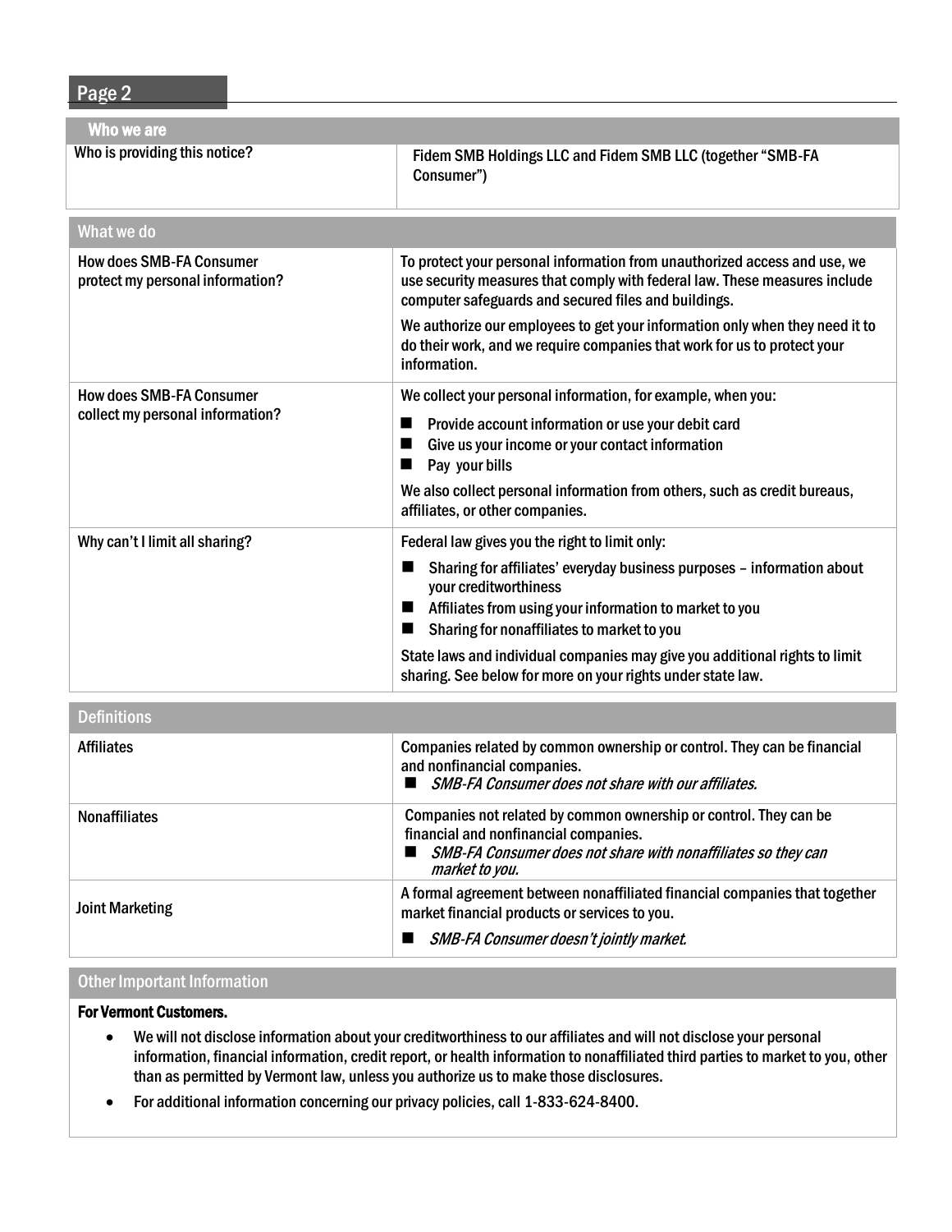## Page 2

| Who we are | |
|---|---|
| Who is providing this notice? | Fidem SMB Holdings LLC and Fidem SMB LLC (together "SMB-FA Consumer") |

| What we do | |
|---|---|
| How does SMB-FA Consumer protect my personal information? | To protect your personal information from unauthorized access and use, we use security measures that comply with federal law. These measures include computer safeguards and secured files and buildings.<br><br>We authorize our employees to get your information only when they need it to do their work, and we require companies that work for us to protect your information. |
| How does SMB-FA Consumer collect my personal information? | We collect your personal information, for example, when you:<br>■ Provide account information or use your debit card<br>■ Give us your income or your contact information<br>■ Pay your bills<br><br>We also collect personal information from others, such as credit bureaus, affiliates, or other companies. |
| Why can't I limit all sharing? | Federal law gives you the right to limit only:<br>■ Sharing for affiliates' everyday business purposes – information about your creditworthiness<br>■ Affiliates from using your information to market to you<br>■ Sharing for nonaffiliates to market to you<br><br>State laws and individual companies may give you additional rights to limit sharing. See below for more on your rights under state law. |

| Definitions | |
|---|---|
| Affiliates | Companies related by common ownership or control. They can be financial and nonfinancial companies.<br>■ *SMB-FA Consumer does not share with our affiliates.* |
| Nonaffiliates | Companies not related by common ownership or control. They can be financial and nonfinancial companies.<br>■ *SMB-FA Consumer does not share with nonaffiliates so they can market to you.* |
| Joint Marketing | A formal agreement between nonaffiliated financial companies that together market financial products or services to you.<br>■ *SMB-FA Consumer doesn't jointly market.* |

### Other Important Information

**For Vermont Customers.**

- We will not disclose information about your creditworthiness to our affiliates and will not disclose your personal information, financial information, credit report, or health information to nonaffiliated third parties to market to you, other than as permitted by Vermont law, unless you authorize us to make those disclosures.
- For additional information concerning our privacy policies, call 1-833-624-8400.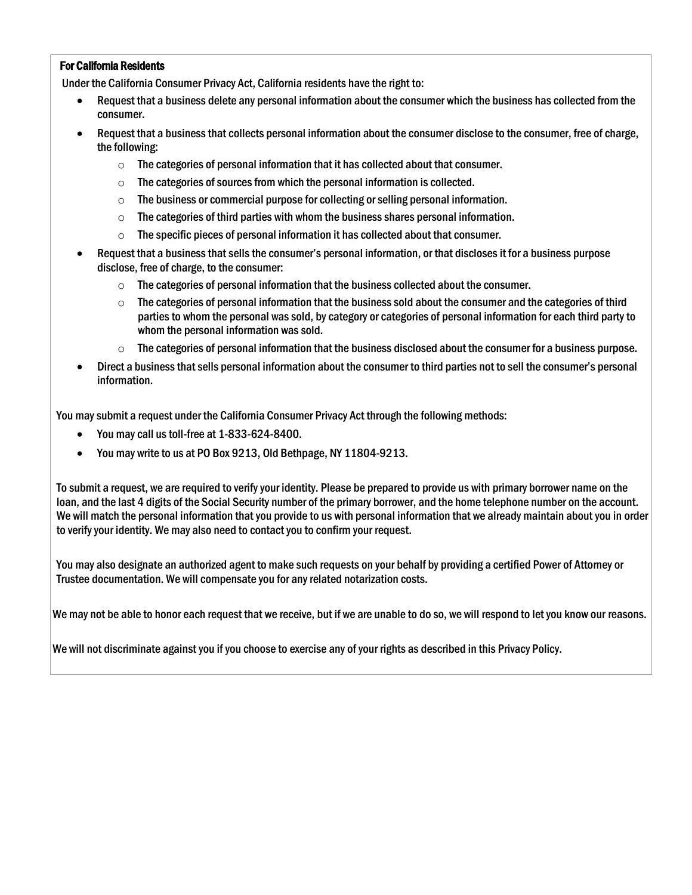## For California Residents

Under the California Consumer Privacy Act, California residents have the right to:

- Request that a business delete any personal information about the consumer which the business has collected from the consumer.
- Request that a business that collects personal information about the consumer disclose to the consumer, free of charge, the following:
  - The categories of personal information that it has collected about that consumer.
  - The categories of sources from which the personal information is collected.
  - The business or commercial purpose for collecting or selling personal information.
  - The categories of third parties with whom the business shares personal information.
  - The specific pieces of personal information it has collected about that consumer.
- Request that a business that sells the consumer's personal information, or that discloses it for a business purpose disclose, free of charge, to the consumer:
  - The categories of personal information that the business collected about the consumer.
  - The categories of personal information that the business sold about the consumer and the categories of third parties to whom the personal was sold, by category or categories of personal information for each third party to whom the personal information was sold.
  - The categories of personal information that the business disclosed about the consumer for a business purpose.
- Direct a business that sells personal information about the consumer to third parties not to sell the consumer's personal information.

You may submit a request under the California Consumer Privacy Act through the following methods:

- You may call us toll-free at 1-833-624-8400.
- You may write to us at PO Box 9213, Old Bethpage, NY 11804-9213.

To submit a request, we are required to verify your identity. Please be prepared to provide us with primary borrower name on the loan, and the last 4 digits of the Social Security number of the primary borrower, and the home telephone number on the account. We will match the personal information that you provide to us with personal information that we already maintain about you in order to verify your identity. We may also need to contact you to confirm your request.

You may also designate an authorized agent to make such requests on your behalf by providing a certified Power of Attorney or Trustee documentation. We will compensate you for any related notarization costs.

We may not be able to honor each request that we receive, but if we are unable to do so, we will respond to let you know our reasons.

We will not discriminate against you if you choose to exercise any of your rights as described in this Privacy Policy.